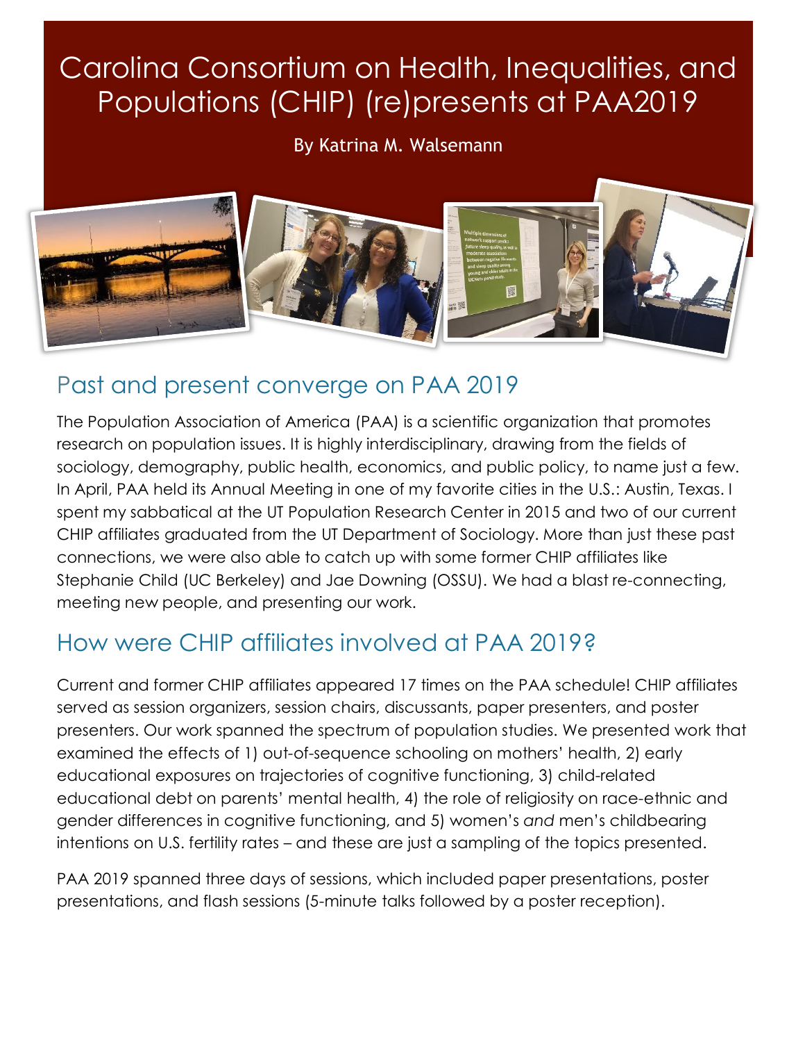# Carolina Consortium on Health, Inequalities, and Populations (CHIP) (re)presents at PAA2019

By Katrina M. Walsemann

## Past and present converge on PAA 2019

The Population Association of America (PAA) is a scientific organization that promotes research on population issues. It is highly interdisciplinary, drawing from the fields of sociology, demography, public health, economics, and public policy, to name just a few. In April, PAA held its Annual Meeting in one of my favorite cities in the U.S.: Austin, Texas. I spent my sabbatical at the UT Population Research Center in 2015 and two of our current CHIP affiliates graduated from the UT Department of Sociology. More than just these past connections, we were also able to catch up with some former CHIP affiliates like Stephanie Child (UC Berkeley) and Jae Downing (OSSU). We had a blast re-connecting, meeting new people, and presenting our work.

## How were CHIP affiliates involved at PAA 2019?

Current and former CHIP affiliates appeared 17 times on the PAA schedule! CHIP affiliates served as session organizers, session chairs, discussants, paper presenters, and poster presenters. Our work spanned the spectrum of population studies. We presented work that examined the effects of 1) out-of-sequence schooling on mothers' health, 2) early educational exposures on trajectories of cognitive functioning, 3) child-related educational debt on parents' mental health, 4) the role of religiosity on race-ethnic and gender differences in cognitive functioning, and 5) women's *and* men's childbearing intentions on U.S. fertility rates – and these are just a sampling of the topics presented.

PAA 2019 spanned three days of sessions, which included paper presentations, poster presentations, and flash sessions (5-minute talks followed by a poster reception).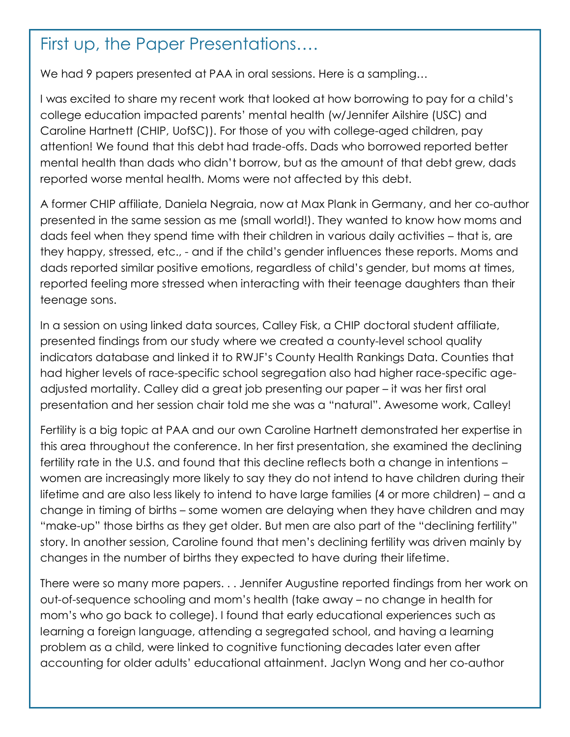## First up, the Paper Presentations….

We had 9 papers presented at PAA in oral sessions. Here is a sampling…

I was excited to share my recent work that looked at how borrowing to pay for a child's college education impacted parents' mental health (w/Jennifer Ailshire (USC) and Caroline Hartnett (CHIP, UofSC)). For those of you with college-aged children, pay attention! We found that this debt had trade-offs. Dads who borrowed reported better mental health than dads who didn't borrow, but as the amount of that debt grew, dads reported worse mental health. Moms were not affected by this debt.

A former CHIP affiliate, Daniela Negraia, now at Max Plank in Germany, and her co-author presented in the same session as me (small world!). They wanted to know how moms and dads feel when they spend time with their children in various daily activities – that is, are they happy, stressed, etc., - and if the child's gender influences these reports. Moms and dads reported similar positive emotions, regardless of child's gender, but moms at times, reported feeling more stressed when interacting with their teenage daughters than their teenage sons.

In a session on using linked data sources, Calley Fisk, a CHIP doctoral student affiliate, presented findings from our study where we created a county-level school quality indicators database and linked it to RWJF's County Health Rankings Data. Counties that had higher levels of race-specific school segregation also had higher race-specific age-adjusted mortality. Calley did a great job presenting our paper – it was her first oral presentation and her session chair told me she was a "natural". Awesome work, Calley!

Fertility is a big topic at PAA and our own Caroline Hartnett demonstrated her expertise in this area throughout the conference. In her first presentation, she examined the declining fertility rate in the U.S. and found that this decline reflects both a change in intentions – women are increasingly more likely to say they do not intend to have children during their lifetime and are also less likely to intend to have large families (4 or more children) – and a change in timing of births – some women are delaying when they have children and may "make-up" those births as they get older. But men are also part of the "declining fertility" story. In another session, Caroline found that men's declining fertility was driven mainly by changes in the number of births they expected to have during their lifetime.

There were so many more papers. . . Jennifer Augustine reported findings from her work on out-of-sequence schooling and mom's health (take away – no change in health for mom's who go back to college). I found that early educational experiences such as learning a foreign language, attending a segregated school, and having a learning problem as a child, were linked to cognitive functioning decades later even after accounting for older adults' educational attainment. Jaclyn Wong and her co-author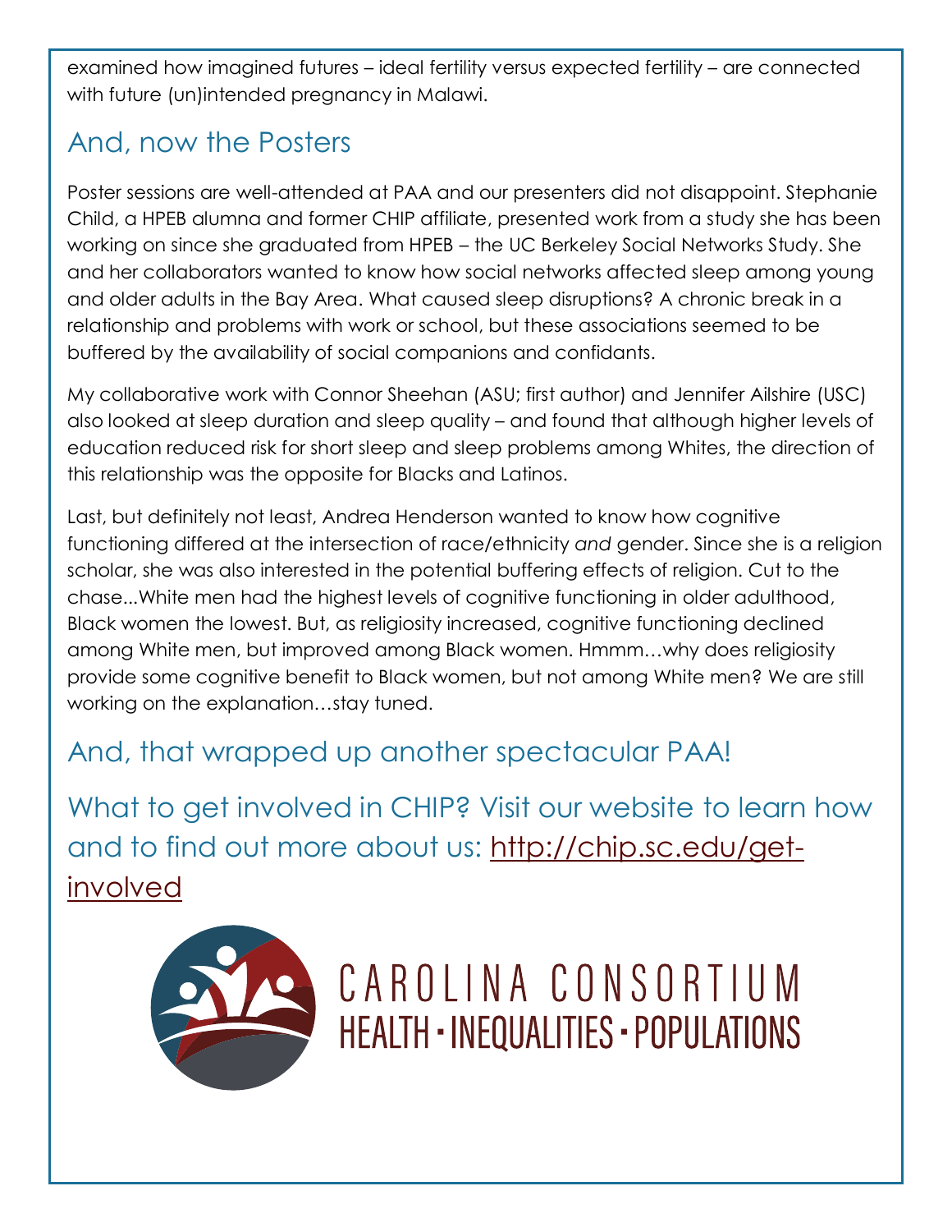examined how imagined futures – ideal fertility versus expected fertility – are connected with future (un)intended pregnancy in Malawi.

## And, now the Posters

Poster sessions are well-attended at PAA and our presenters did not disappoint. Stephanie Child, a HPEB alumna and former CHIP affiliate, presented work from a study she has been working on since she graduated from HPEB – the UC Berkeley Social Networks Study. She and her collaborators wanted to know how social networks affected sleep among young and older adults in the Bay Area. What caused sleep disruptions? A chronic break in a relationship and problems with work or school, but these associations seemed to be buffered by the availability of social companions and confidants.

My collaborative work with Connor Sheehan (ASU; first author) and Jennifer Ailshire (USC) also looked at sleep duration and sleep quality – and found that although higher levels of education reduced risk for short sleep and sleep problems among Whites, the direction of this relationship was the opposite for Blacks and Latinos.

Last, but definitely not least, Andrea Henderson wanted to know how cognitive functioning differed at the intersection of race/ethnicity *and* gender. Since she is a religion scholar, she was also interested in the potential buffering effects of religion. Cut to the chase...White men had the highest levels of cognitive functioning in older adulthood, Black women the lowest. But, as religiosity increased, cognitive functioning declined among White men, but improved among Black women. Hmmm…why does religiosity provide some cognitive benefit to Black women, but not among White men? We are still working on the explanation…stay tuned.

## And, that wrapped up another spectacular PAA!

## What to get involved in CHIP? Visit our website to learn how and to find out more about us: [http://chip.sc.edu/get-involved](http://chip.sc.edu/get-involved)

CAROLINA CONSORTIUM
HEALTH • INEQUALITIES • POPULATIONS